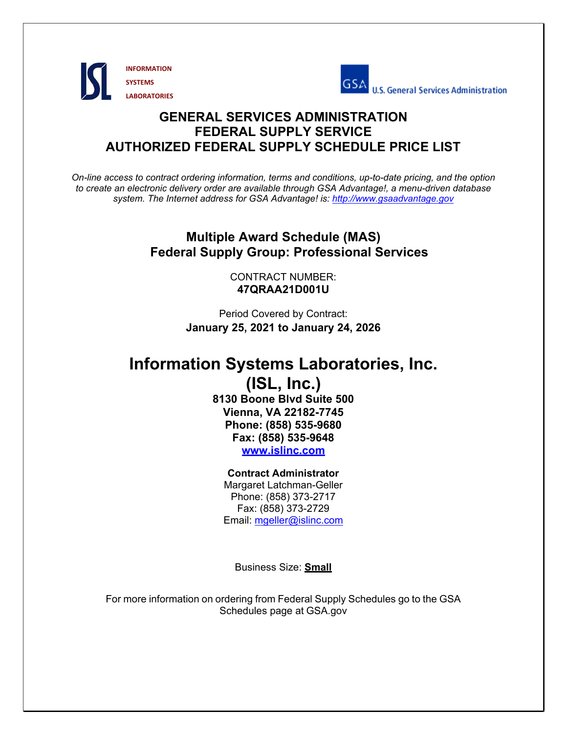INFORMATION
SYSTEMS
LABORATORIES

U.S. General Services Administration

# GENERAL SERVICES ADMINISTRATION
# FEDERAL SUPPLY SERVICE
# AUTHORIZED FEDERAL SUPPLY SCHEDULE PRICE LIST

*On-line access to contract ordering information, terms and conditions, up-to-date pricing, and the option to create an electronic delivery order are available through GSA Advantage!, a menu-driven database system. The Internet address for GSA Advantage! is: http://www.gsaadvantage.gov*

## Multiple Award Schedule (MAS)
## Federal Supply Group: Professional Services

CONTRACT NUMBER:
**47QRAA21D001U**

Period Covered by Contract:
**January 25, 2021 to January 24, 2026**

# Information Systems Laboratories, Inc.
# (ISL, Inc.)

**8130 Boone Blvd Suite 500**
**Vienna, VA 22182-7745**
**Phone: (858) 535-9680**
**Fax: (858) 535-9648**
**www.islinc.com**

**Contract Administrator**
Margaret Latchman-Geller
Phone: (858) 373-2717
Fax: (858) 373-2729
Email: mgeller@islinc.com

Business Size: **Small**

For more information on ordering from Federal Supply Schedules go to the GSA Schedules page at GSA.gov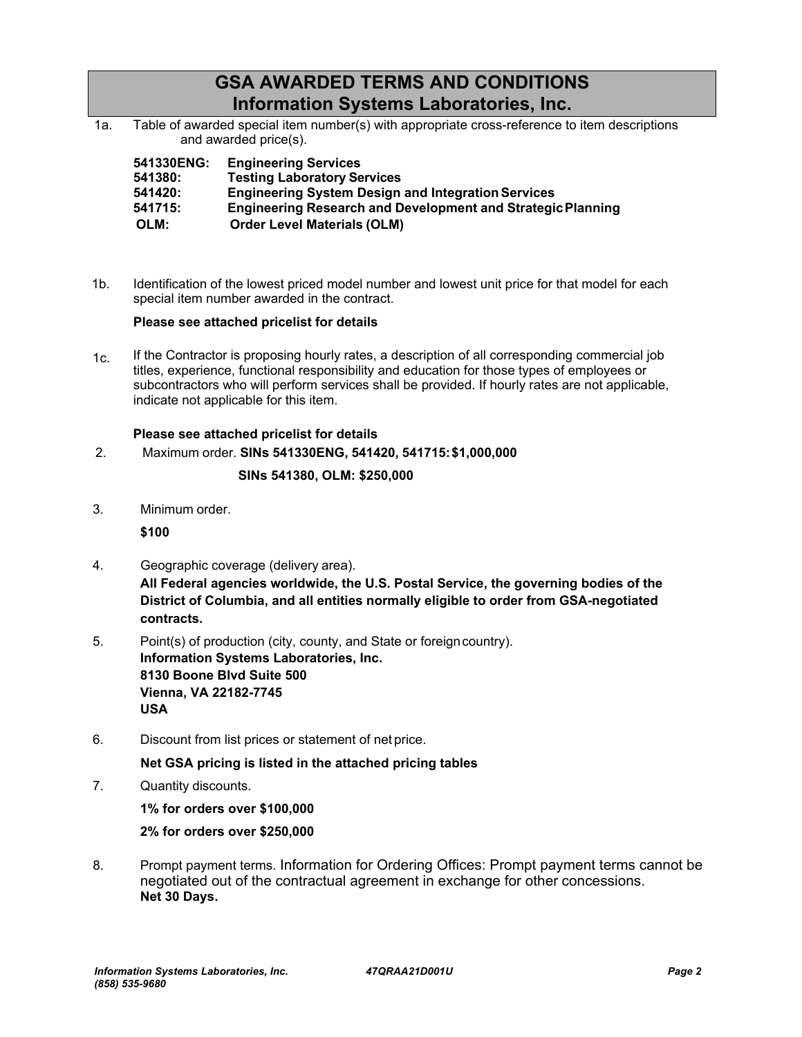# GSA AWARDED TERMS AND CONDITIONS
# Information Systems Laboratories, Inc.

1a. Table of awarded special item number(s) with appropriate cross-reference to item descriptions and awarded price(s).

**541330ENG: Engineering Services**
**541380: Testing Laboratory Services**
**541420: Engineering System Design and Integration Services**
**541715: Engineering Research and Development and Strategic Planning**
**OLM: Order Level Materials (OLM)**

1b. Identification of the lowest priced model number and lowest unit price for that model for each special item number awarded in the contract.

**Please see attached pricelist for details**

1c. If the Contractor is proposing hourly rates, a description of all corresponding commercial job titles, experience, functional responsibility and education for those types of employees or subcontractors who will perform services shall be provided. If hourly rates are not applicable, indicate not applicable for this item.

**Please see attached pricelist for details**

2. Maximum order. **SINs 541330ENG, 541420, 541715: $1,000,000**

   **SINs 541380, OLM: $250,000**

3. Minimum order.

   **$100**

4. Geographic coverage (delivery area).
   **All Federal agencies worldwide, the U.S. Postal Service, the governing bodies of the District of Columbia, and all entities normally eligible to order from GSA-negotiated contracts.**

5. Point(s) of production (city, county, and State or foreign country).
   **Information Systems Laboratories, Inc.**
   **8130 Boone Blvd Suite 500**
   **Vienna, VA 22182-7745**
   **USA**

6. Discount from list prices or statement of net price.

   **Net GSA pricing is listed in the attached pricing tables**

7. Quantity discounts.

   **1% for orders over $100,000**

   **2% for orders over $250,000**

8. Prompt payment terms. Information for Ordering Offices: Prompt payment terms cannot be negotiated out of the contractual agreement in exchange for other concessions.
   **Net 30 Days.**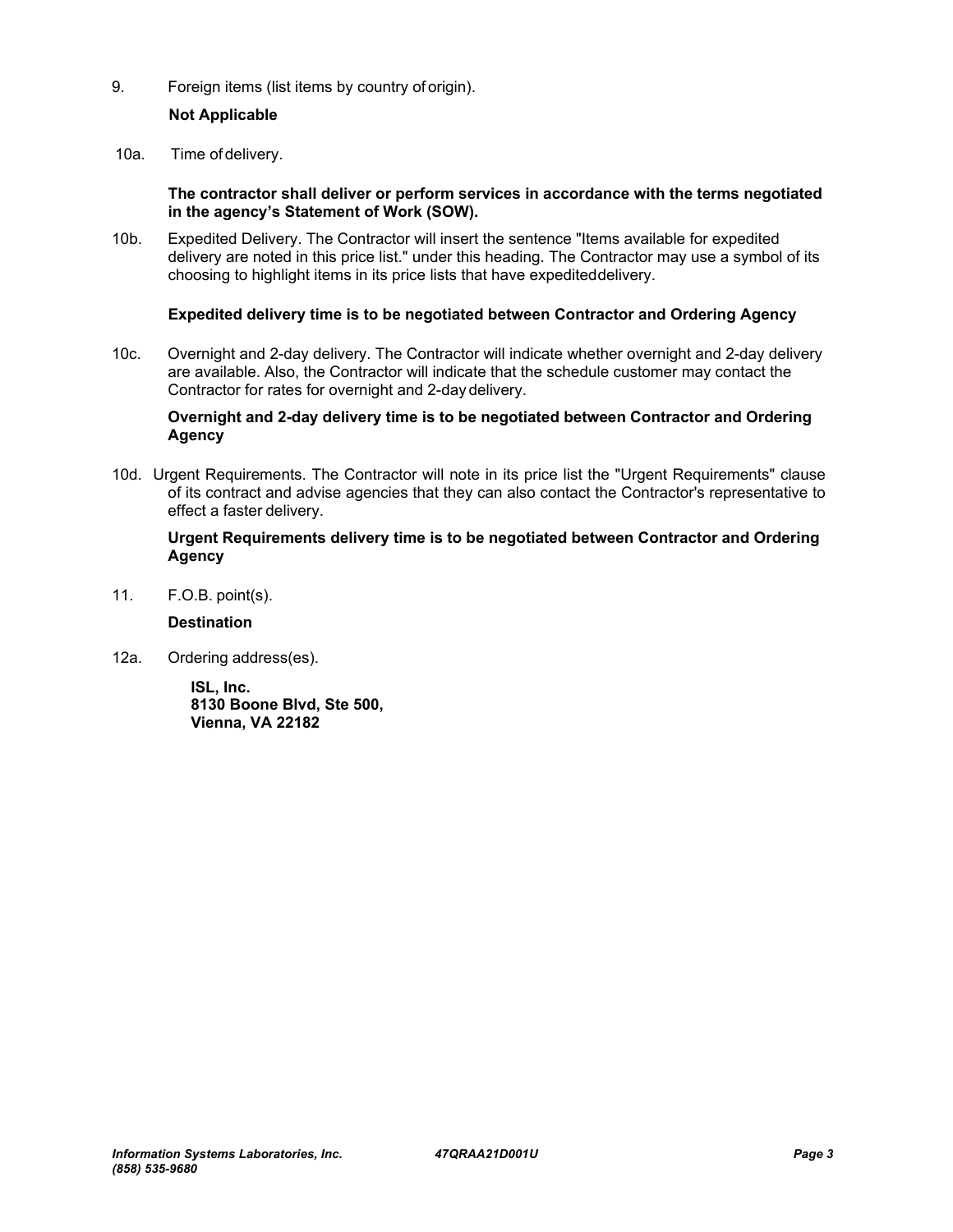9. Foreign items (list items by country of origin).

   **Not Applicable**

10a. Time of delivery.

   **The contractor shall deliver or perform services in accordance with the terms negotiated in the agency's Statement of Work (SOW).**

10b. Expedited Delivery. The Contractor will insert the sentence "Items available for expedited delivery are noted in this price list." under this heading. The Contractor may use a symbol of its choosing to highlight items in its price lists that have expedited delivery.

   **Expedited delivery time is to be negotiated between Contractor and Ordering Agency**

10c. Overnight and 2-day delivery. The Contractor will indicate whether overnight and 2-day delivery are available. Also, the Contractor will indicate that the schedule customer may contact the Contractor for rates for overnight and 2-day delivery.

   **Overnight and 2-day delivery time is to be negotiated between Contractor and Ordering Agency**

10d. Urgent Requirements. The Contractor will note in its price list the "Urgent Requirements" clause of its contract and advise agencies that they can also contact the Contractor's representative to effect a faster delivery.

   **Urgent Requirements delivery time is to be negotiated between Contractor and Ordering Agency**

11. F.O.B. point(s).

   **Destination**

12a. Ordering address(es).

   **ISL, Inc.**
   **8130 Boone Blvd, Ste 500,**
   **Vienna, VA 22182**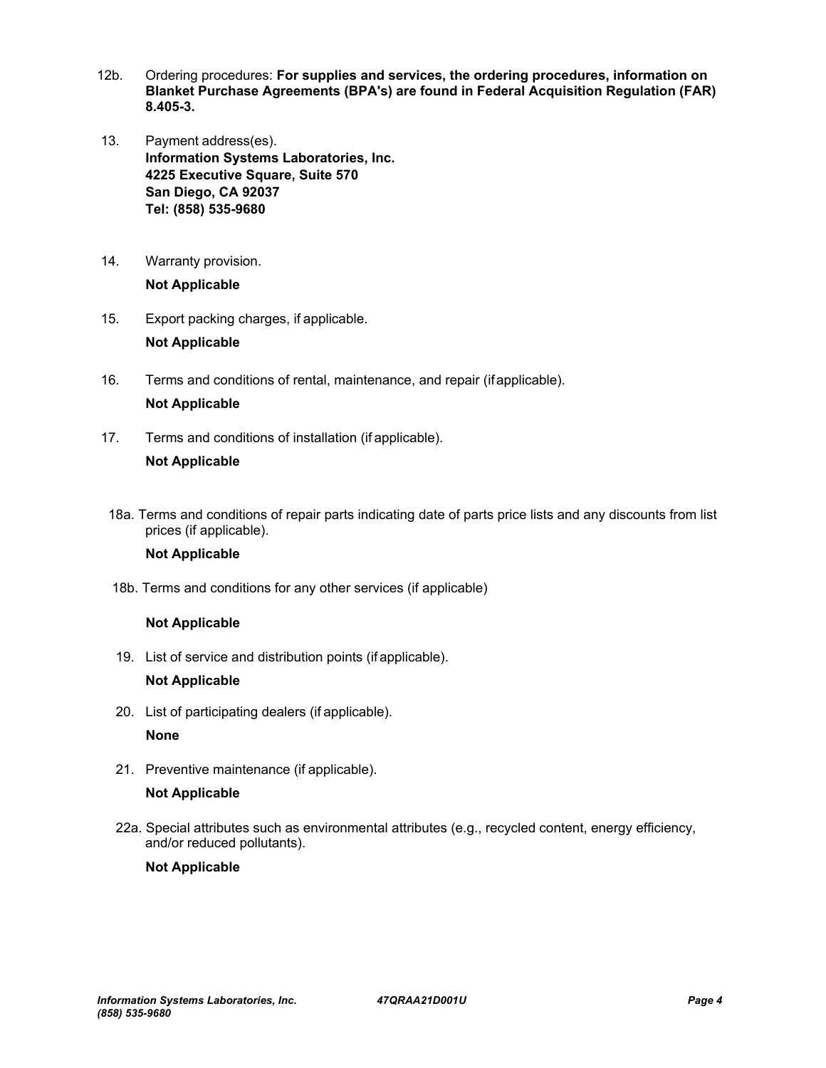12b. Ordering procedures: **For supplies and services, the ordering procedures, information on Blanket Purchase Agreements (BPA's) are found in Federal Acquisition Regulation (FAR) 8.405-3.**

13. Payment address(es).
**Information Systems Laboratories, Inc.**
**4225 Executive Square, Suite 570**
**San Diego, CA 92037**
**Tel: (858) 535-9680**

14. Warranty provision.

**Not Applicable**

15. Export packing charges, if applicable.

**Not Applicable**

16. Terms and conditions of rental, maintenance, and repair (if applicable).

**Not Applicable**

17. Terms and conditions of installation (if applicable).

**Not Applicable**

18a. Terms and conditions of repair parts indicating date of parts price lists and any discounts from list prices (if applicable).

**Not Applicable**

18b. Terms and conditions for any other services (if applicable)

**Not Applicable**

19. List of service and distribution points (if applicable).

**Not Applicable**

20. List of participating dealers (if applicable).

**None**

21. Preventive maintenance (if applicable).

**Not Applicable**

22a. Special attributes such as environmental attributes (e.g., recycled content, energy efficiency, and/or reduced pollutants).

**Not Applicable**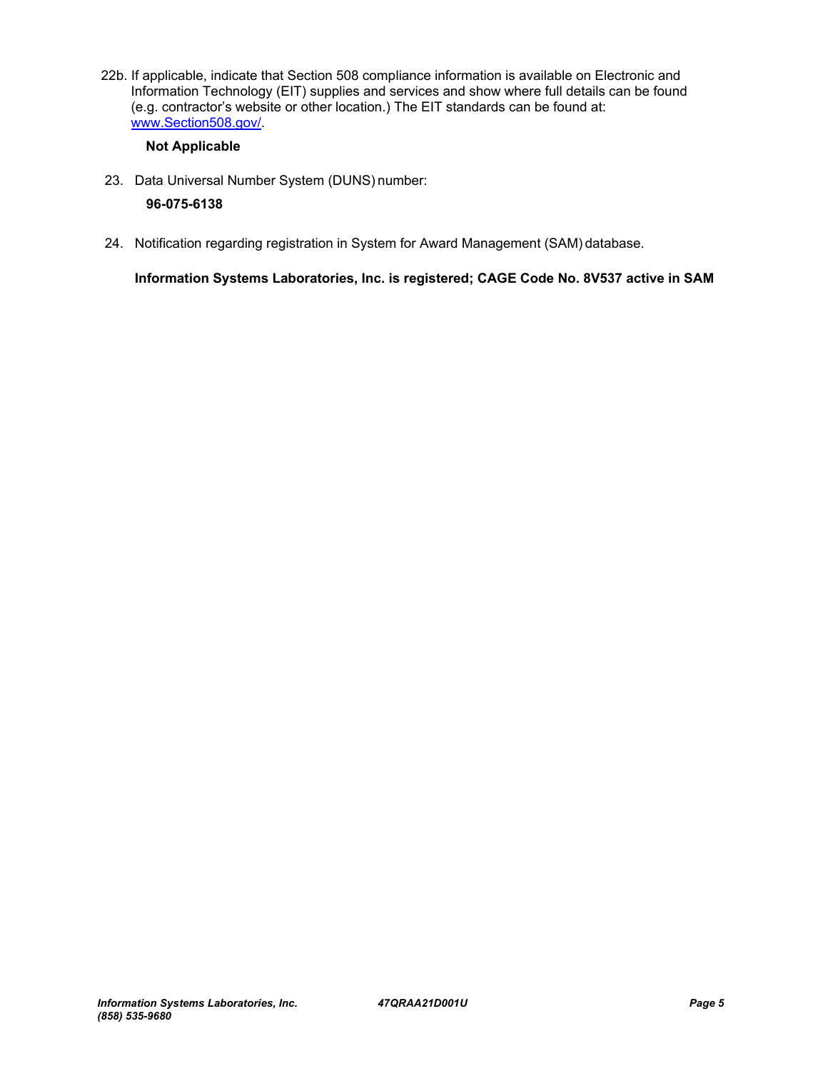22b. If applicable, indicate that Section 508 compliance information is available on Electronic and Information Technology (EIT) supplies and services and show where full details can be found (e.g. contractor's website or other location.) The EIT standards can be found at: www.Section508.gov/.

**Not Applicable**

23. Data Universal Number System (DUNS) number:

**96-075-6138**

24. Notification regarding registration in System for Award Management (SAM) database.

**Information Systems Laboratories, Inc. is registered; CAGE Code No. 8V537 active in SAM**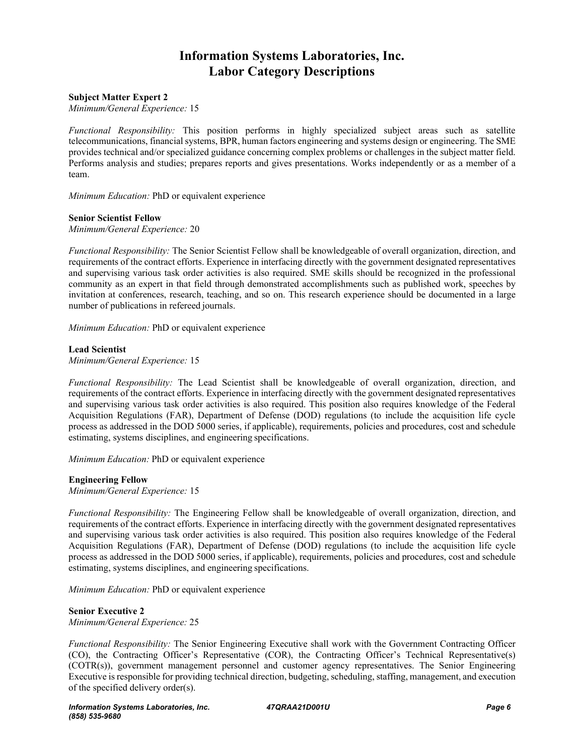# Information Systems Laboratories, Inc.
# Labor Category Descriptions

**Subject Matter Expert 2**
*Minimum/General Experience:* 15

*Functional Responsibility:* This position performs in highly specialized subject areas such as satellite telecommunications, financial systems, BPR, human factors engineering and systems design or engineering. The SME provides technical and/or specialized guidance concerning complex problems or challenges in the subject matter field. Performs analysis and studies; prepares reports and gives presentations. Works independently or as a member of a team.

*Minimum Education:* PhD or equivalent experience

**Senior Scientist Fellow**
*Minimum/General Experience:* 20

*Functional Responsibility:* The Senior Scientist Fellow shall be knowledgeable of overall organization, direction, and requirements of the contract efforts. Experience in interfacing directly with the government designated representatives and supervising various task order activities is also required. SME skills should be recognized in the professional community as an expert in that field through demonstrated accomplishments such as published work, speeches by invitation at conferences, research, teaching, and so on. This research experience should be documented in a large number of publications in refereed journals.

*Minimum Education:* PhD or equivalent experience

**Lead Scientist**
*Minimum/General Experience:* 15

*Functional Responsibility:* The Lead Scientist shall be knowledgeable of overall organization, direction, and requirements of the contract efforts. Experience in interfacing directly with the government designated representatives and supervising various task order activities is also required. This position also requires knowledge of the Federal Acquisition Regulations (FAR), Department of Defense (DOD) regulations (to include the acquisition life cycle process as addressed in the DOD 5000 series, if applicable), requirements, policies and procedures, cost and schedule estimating, systems disciplines, and engineering specifications.

*Minimum Education:* PhD or equivalent experience

**Engineering Fellow**
*Minimum/General Experience:* 15

*Functional Responsibility:* The Engineering Fellow shall be knowledgeable of overall organization, direction, and requirements of the contract efforts. Experience in interfacing directly with the government designated representatives and supervising various task order activities is also required. This position also requires knowledge of the Federal Acquisition Regulations (FAR), Department of Defense (DOD) regulations (to include the acquisition life cycle process as addressed in the DOD 5000 series, if applicable), requirements, policies and procedures, cost and schedule estimating, systems disciplines, and engineering specifications.

*Minimum Education:* PhD or equivalent experience

**Senior Executive 2**
*Minimum/General Experience:* 25

*Functional Responsibility:* The Senior Engineering Executive shall work with the Government Contracting Officer (CO), the Contracting Officer's Representative (COR), the Contracting Officer's Technical Representative(s) (COTR(s)), government management personnel and customer agency representatives. The Senior Engineering Executive is responsible for providing technical direction, budgeting, scheduling, staffing, management, and execution of the specified delivery order(s).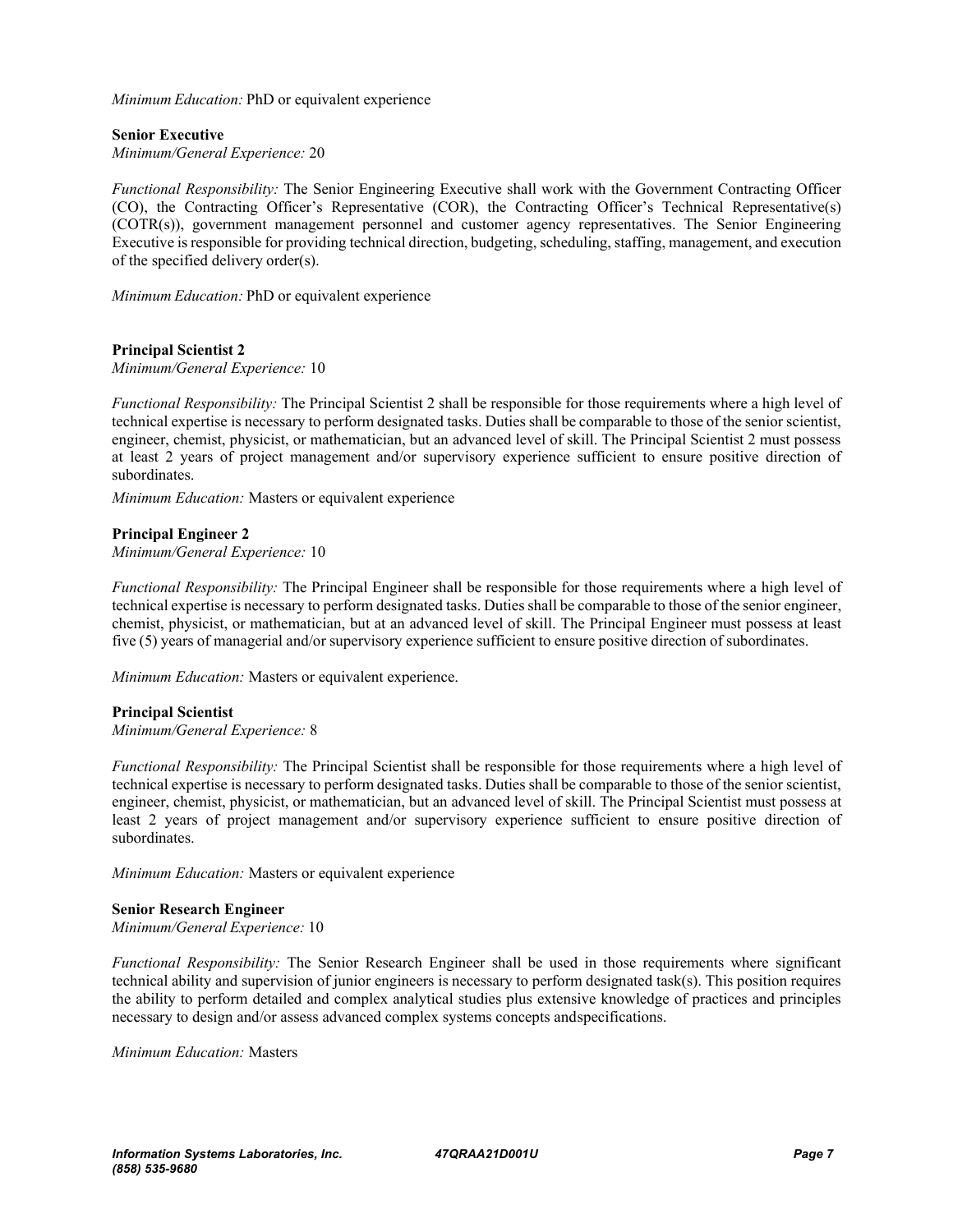*Minimum Education:* PhD or equivalent experience

**Senior Executive**
*Minimum/General Experience:* 20

*Functional Responsibility:* The Senior Engineering Executive shall work with the Government Contracting Officer (CO), the Contracting Officer's Representative (COR), the Contracting Officer's Technical Representative(s) (COTR(s)), government management personnel and customer agency representatives. The Senior Engineering Executive is responsible for providing technical direction, budgeting, scheduling, staffing, management, and execution of the specified delivery order(s).

*Minimum Education:* PhD or equivalent experience

**Principal Scientist 2**
*Minimum/General Experience:* 10

*Functional Responsibility:* The Principal Scientist 2 shall be responsible for those requirements where a high level of technical expertise is necessary to perform designated tasks. Duties shall be comparable to those of the senior scientist, engineer, chemist, physicist, or mathematician, but an advanced level of skill. The Principal Scientist 2 must possess at least 2 years of project management and/or supervisory experience sufficient to ensure positive direction of subordinates.

*Minimum Education:* Masters or equivalent experience

**Principal Engineer 2**
*Minimum/General Experience:* 10

*Functional Responsibility:* The Principal Engineer shall be responsible for those requirements where a high level of technical expertise is necessary to perform designated tasks. Duties shall be comparable to those of the senior engineer, chemist, physicist, or mathematician, but at an advanced level of skill. The Principal Engineer must possess at least five (5) years of managerial and/or supervisory experience sufficient to ensure positive direction of subordinates.

*Minimum Education:* Masters or equivalent experience.

**Principal Scientist**
*Minimum/General Experience:* 8

*Functional Responsibility:* The Principal Scientist shall be responsible for those requirements where a high level of technical expertise is necessary to perform designated tasks. Duties shall be comparable to those of the senior scientist, engineer, chemist, physicist, or mathematician, but an advanced level of skill. The Principal Scientist must possess at least 2 years of project management and/or supervisory experience sufficient to ensure positive direction of subordinates.

*Minimum Education:* Masters or equivalent experience

**Senior Research Engineer**
*Minimum/General Experience:* 10

*Functional Responsibility:* The Senior Research Engineer shall be used in those requirements where significant technical ability and supervision of junior engineers is necessary to perform designated task(s). This position requires the ability to perform detailed and complex analytical studies plus extensive knowledge of practices and principles necessary to design and/or assess advanced complex systems concepts andspecifications.

*Minimum Education:* Masters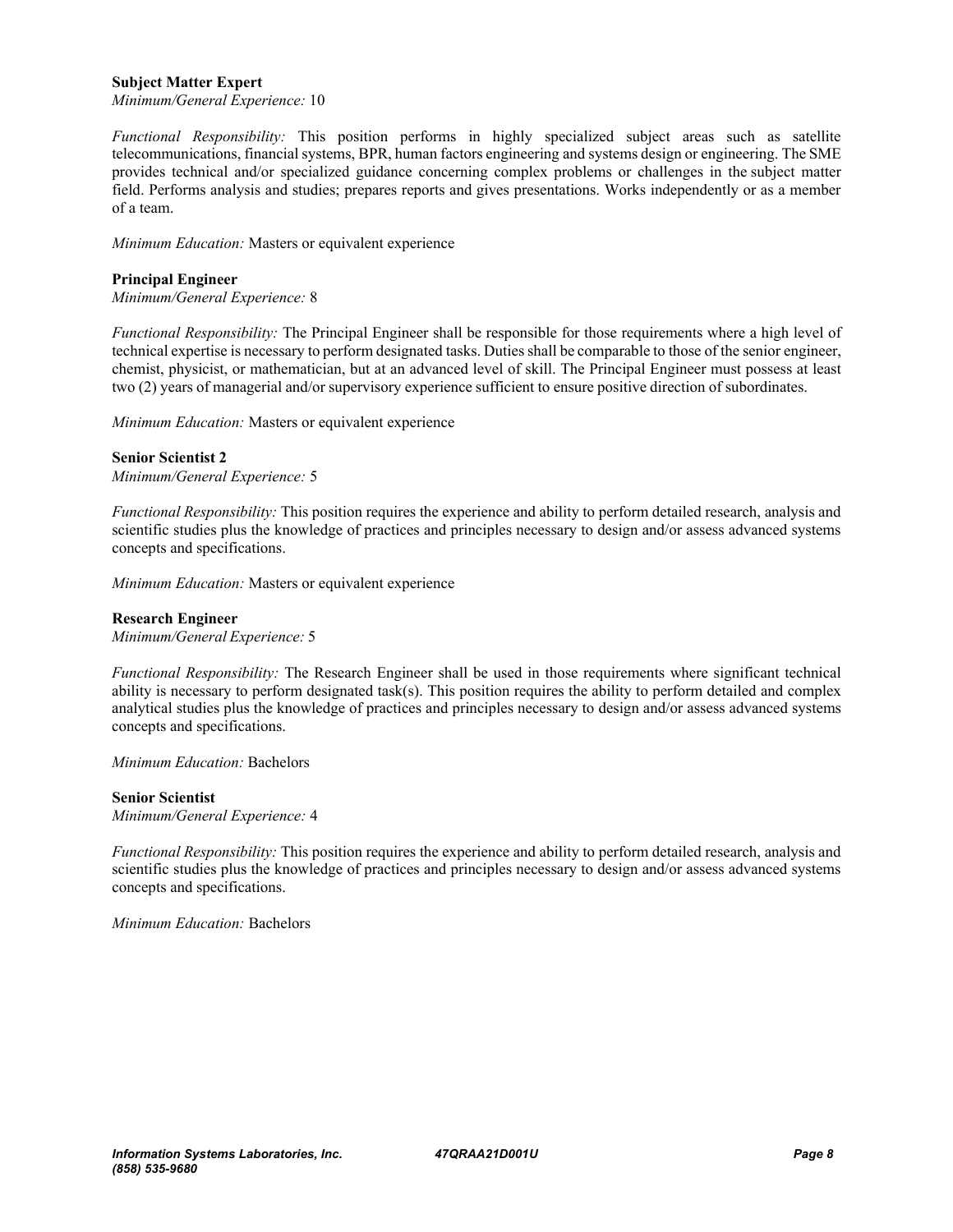**Subject Matter Expert**
*Minimum/General Experience:* 10

*Functional Responsibility:* This position performs in highly specialized subject areas such as satellite telecommunications, financial systems, BPR, human factors engineering and systems design or engineering. The SME provides technical and/or specialized guidance concerning complex problems or challenges in the subject matter field. Performs analysis and studies; prepares reports and gives presentations. Works independently or as a member of a team.

*Minimum Education:* Masters or equivalent experience

**Principal Engineer**
*Minimum/General Experience:* 8

*Functional Responsibility:* The Principal Engineer shall be responsible for those requirements where a high level of technical expertise is necessary to perform designated tasks. Duties shall be comparable to those of the senior engineer, chemist, physicist, or mathematician, but at an advanced level of skill. The Principal Engineer must possess at least two (2) years of managerial and/or supervisory experience sufficient to ensure positive direction of subordinates.

*Minimum Education:* Masters or equivalent experience

**Senior Scientist 2**
*Minimum/General Experience:* 5

*Functional Responsibility:* This position requires the experience and ability to perform detailed research, analysis and scientific studies plus the knowledge of practices and principles necessary to design and/or assess advanced systems concepts and specifications.

*Minimum Education:* Masters or equivalent experience

**Research Engineer**
*Minimum/General Experience:* 5

*Functional Responsibility:* The Research Engineer shall be used in those requirements where significant technical ability is necessary to perform designated task(s). This position requires the ability to perform detailed and complex analytical studies plus the knowledge of practices and principles necessary to design and/or assess advanced systems concepts and specifications.

*Minimum Education:* Bachelors

**Senior Scientist**
*Minimum/General Experience:* 4

*Functional Responsibility:* This position requires the experience and ability to perform detailed research, analysis and scientific studies plus the knowledge of practices and principles necessary to design and/or assess advanced systems concepts and specifications.

*Minimum Education:* Bachelors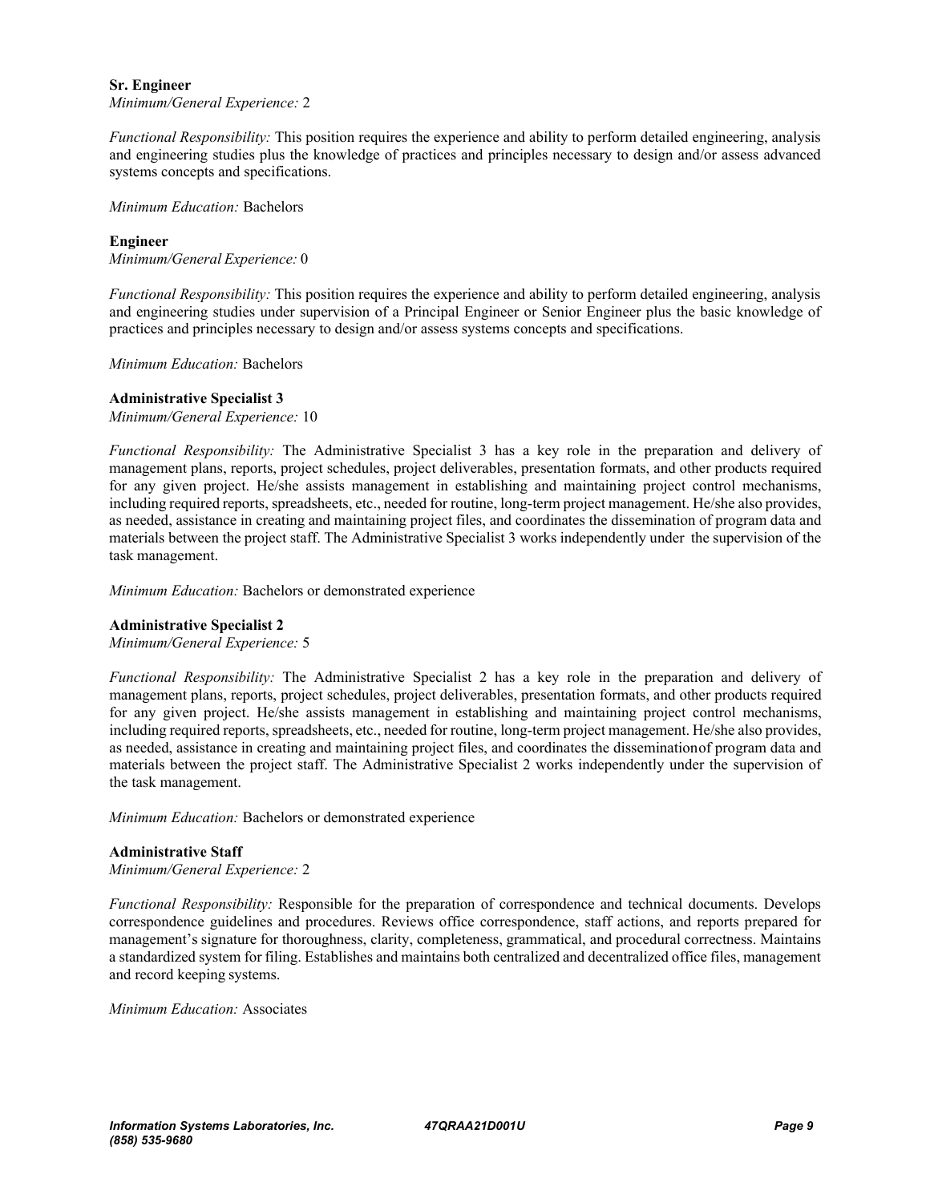**Sr. Engineer**

*Minimum/General Experience:* 2

*Functional Responsibility:* This position requires the experience and ability to perform detailed engineering, analysis and engineering studies plus the knowledge of practices and principles necessary to design and/or assess advanced systems concepts and specifications.

*Minimum Education:* Bachelors

**Engineer**

*Minimum/General Experience:* 0

*Functional Responsibility:* This position requires the experience and ability to perform detailed engineering, analysis and engineering studies under supervision of a Principal Engineer or Senior Engineer plus the basic knowledge of practices and principles necessary to design and/or assess systems concepts and specifications.

*Minimum Education:* Bachelors

**Administrative Specialist 3**

*Minimum/General Experience:* 10

*Functional Responsibility:* The Administrative Specialist 3 has a key role in the preparation and delivery of management plans, reports, project schedules, project deliverables, presentation formats, and other products required for any given project. He/she assists management in establishing and maintaining project control mechanisms, including required reports, spreadsheets, etc., needed for routine, long-term project management. He/she also provides, as needed, assistance in creating and maintaining project files, and coordinates the dissemination of program data and materials between the project staff. The Administrative Specialist 3 works independently under the supervision of the task management.

*Minimum Education:* Bachelors or demonstrated experience

**Administrative Specialist 2**

*Minimum/General Experience:* 5

*Functional Responsibility:* The Administrative Specialist 2 has a key role in the preparation and delivery of management plans, reports, project schedules, project deliverables, presentation formats, and other products required for any given project. He/she assists management in establishing and maintaining project control mechanisms, including required reports, spreadsheets, etc., needed for routine, long-term project management. He/she also provides, as needed, assistance in creating and maintaining project files, and coordinates the disseminationof program data and materials between the project staff. The Administrative Specialist 2 works independently under the supervision of the task management.

*Minimum Education:* Bachelors or demonstrated experience

**Administrative Staff**

*Minimum/General Experience:* 2

*Functional Responsibility:* Responsible for the preparation of correspondence and technical documents. Develops correspondence guidelines and procedures. Reviews office correspondence, staff actions, and reports prepared for management's signature for thoroughness, clarity, completeness, grammatical, and procedural correctness. Maintains a standardized system for filing. Establishes and maintains both centralized and decentralized office files, management and record keeping systems.

*Minimum Education:* Associates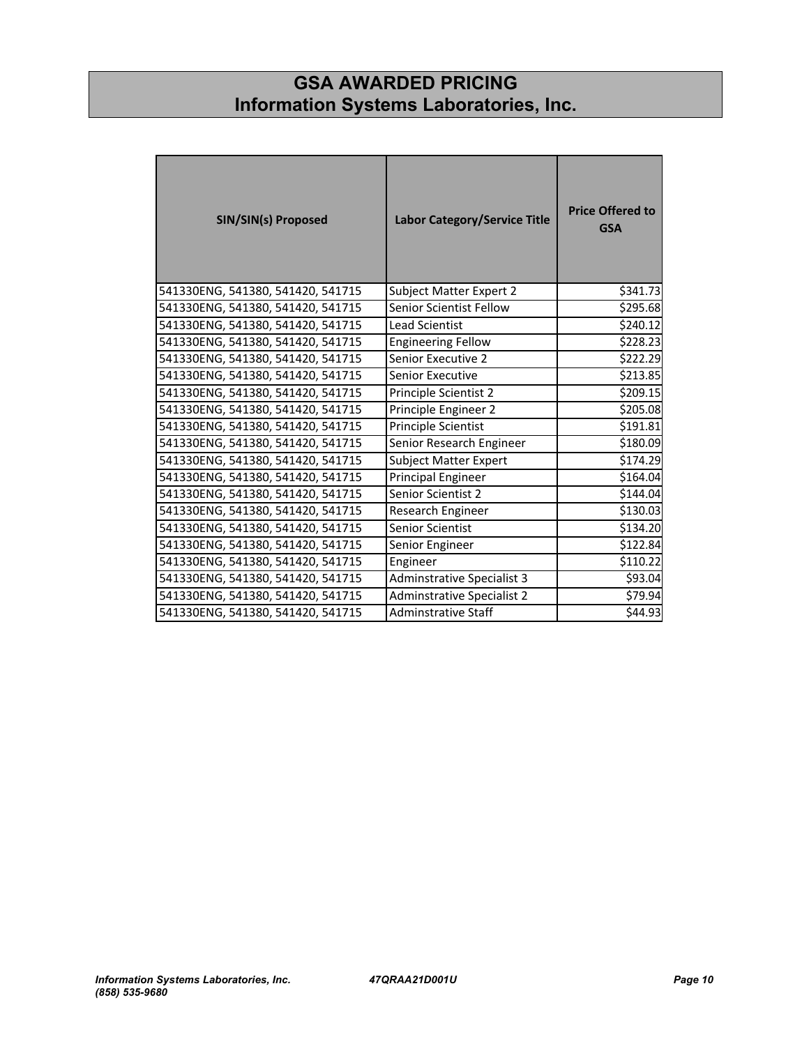# GSA AWARDED PRICING
## Information Systems Laboratories, Inc.

| SIN/SIN(s) Proposed | Labor Category/Service Title | Price Offered to GSA |
|---|---|---|
| 541330ENG, 541380, 541420, 541715 | Subject Matter Expert 2 | $341.73 |
| 541330ENG, 541380, 541420, 541715 | Senior Scientist Fellow | $295.68 |
| 541330ENG, 541380, 541420, 541715 | Lead Scientist | $240.12 |
| 541330ENG, 541380, 541420, 541715 | Engineering Fellow | $228.23 |
| 541330ENG, 541380, 541420, 541715 | Senior Executive 2 | $222.29 |
| 541330ENG, 541380, 541420, 541715 | Senior Executive | $213.85 |
| 541330ENG, 541380, 541420, 541715 | Principle Scientist 2 | $209.15 |
| 541330ENG, 541380, 541420, 541715 | Principle Engineer 2 | $205.08 |
| 541330ENG, 541380, 541420, 541715 | Principle Scientist | $191.81 |
| 541330ENG, 541380, 541420, 541715 | Senior Research Engineer | $180.09 |
| 541330ENG, 541380, 541420, 541715 | Subject Matter Expert | $174.29 |
| 541330ENG, 541380, 541420, 541715 | Principal Engineer | $164.04 |
| 541330ENG, 541380, 541420, 541715 | Senior Scientist 2 | $144.04 |
| 541330ENG, 541380, 541420, 541715 | Research Engineer | $130.03 |
| 541330ENG, 541380, 541420, 541715 | Senior Scientist | $134.20 |
| 541330ENG, 541380, 541420, 541715 | Senior Engineer | $122.84 |
| 541330ENG, 541380, 541420, 541715 | Engineer | $110.22 |
| 541330ENG, 541380, 541420, 541715 | Adminstrative Specialist 3 | $93.04 |
| 541330ENG, 541380, 541420, 541715 | Adminstrative Specialist 2 | $79.94 |
| 541330ENG, 541380, 541420, 541715 | Adminstrative Staff | $44.93 |